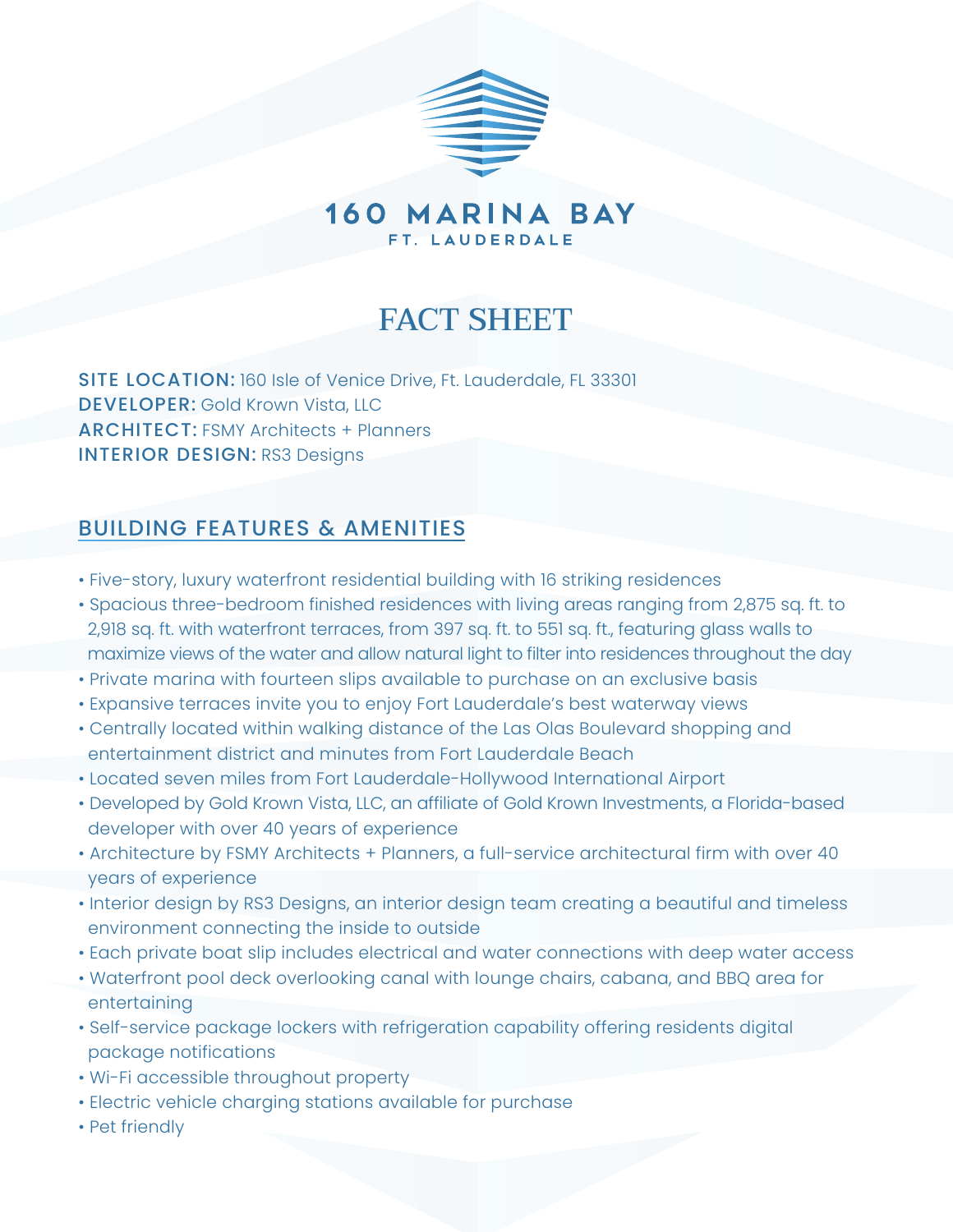# 160 MARINA BAY

FT. LAUDERDALE

## FACT SHEET

**SITE LOCATION:** 160 Isle of Venice Drive, Ft. Lauderdale, FL 33301
**DEVELOPER:** Gold Krown Vista, LLC
**ARCHITECT:** FSMY Architects + Planners
**INTERIOR DESIGN:** RS3 Designs

### BUILDING FEATURES & AMENITIES

- Five-story, luxury waterfront residential building with 16 striking residences
- Spacious three-bedroom finished residences with living areas ranging from 2,875 sq. ft. to 2,918 sq. ft. with waterfront terraces, from 397 sq. ft. to 551 sq. ft., featuring glass walls to maximize views of the water and allow natural light to filter into residences throughout the day
- Private marina with fourteen slips available to purchase on an exclusive basis
- Expansive terraces invite you to enjoy Fort Lauderdale's best waterway views
- Centrally located within walking distance of the Las Olas Boulevard shopping and entertainment district and minutes from Fort Lauderdale Beach
- Located seven miles from Fort Lauderdale-Hollywood International Airport
- Developed by Gold Krown Vista, LLC, an affiliate of Gold Krown Investments, a Florida-based developer with over 40 years of experience
- Architecture by FSMY Architects + Planners, a full-service architectural firm with over 40 years of experience
- Interior design by RS3 Designs, an interior design team creating a beautiful and timeless environment connecting the inside to outside
- Each private boat slip includes electrical and water connections with deep water access
- Waterfront pool deck overlooking canal with lounge chairs, cabana, and BBQ area for entertaining
- Self-service package lockers with refrigeration capability offering residents digital package notifications
- Wi-Fi accessible throughout property
- Electric vehicle charging stations available for purchase
- Pet friendly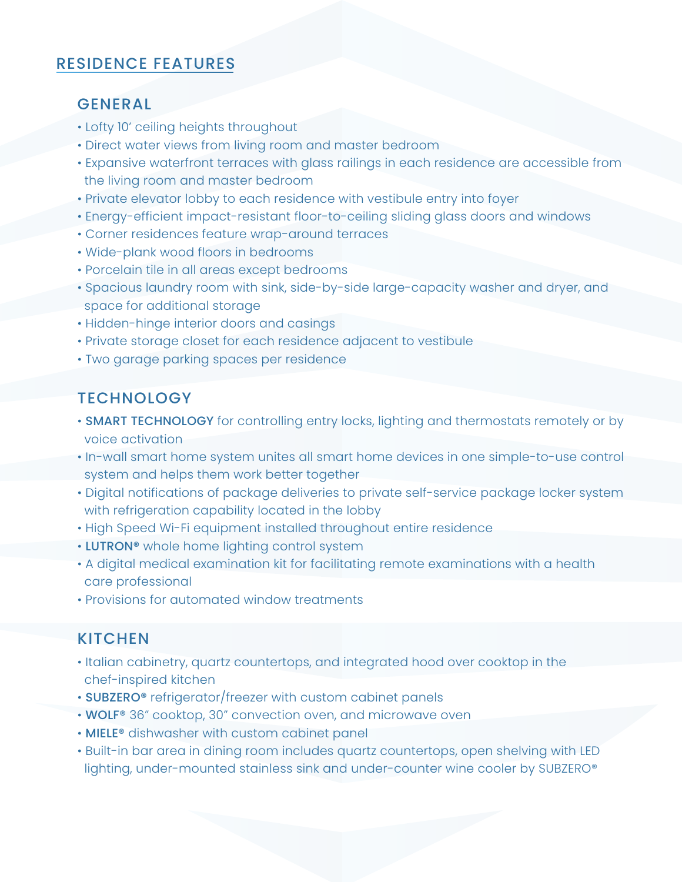## RESIDENCE FEATURES

### GENERAL

- Lofty 10' ceiling heights throughout
- Direct water views from living room and master bedroom
- Expansive waterfront terraces with glass railings in each residence are accessible from the living room and master bedroom
- Private elevator lobby to each residence with vestibule entry into foyer
- Energy-efficient impact-resistant floor-to-ceiling sliding glass doors and windows
- Corner residences feature wrap-around terraces
- Wide-plank wood floors in bedrooms
- Porcelain tile in all areas except bedrooms
- Spacious laundry room with sink, side-by-side large-capacity washer and dryer, and space for additional storage
- Hidden-hinge interior doors and casings
- Private storage closet for each residence adjacent to vestibule
- Two garage parking spaces per residence

### TECHNOLOGY

- **SMART TECHNOLOGY** for controlling entry locks, lighting and thermostats remotely or by voice activation
- In-wall smart home system unites all smart home devices in one simple-to-use control system and helps them work better together
- Digital notifications of package deliveries to private self-service package locker system with refrigeration capability located in the lobby
- High Speed Wi-Fi equipment installed throughout entire residence
- **LUTRON®** whole home lighting control system
- A digital medical examination kit for facilitating remote examinations with a health care professional
- Provisions for automated window treatments

### KITCHEN

- Italian cabinetry, quartz countertops, and integrated hood over cooktop in the chef-inspired kitchen
- **SUBZERO®** refrigerator/freezer with custom cabinet panels
- **WOLF®** 36" cooktop, 30" convection oven, and microwave oven
- **MIELE®** dishwasher with custom cabinet panel
- Built-in bar area in dining room includes quartz countertops, open shelving with LED lighting, under-mounted stainless sink and under-counter wine cooler by SUBZERO®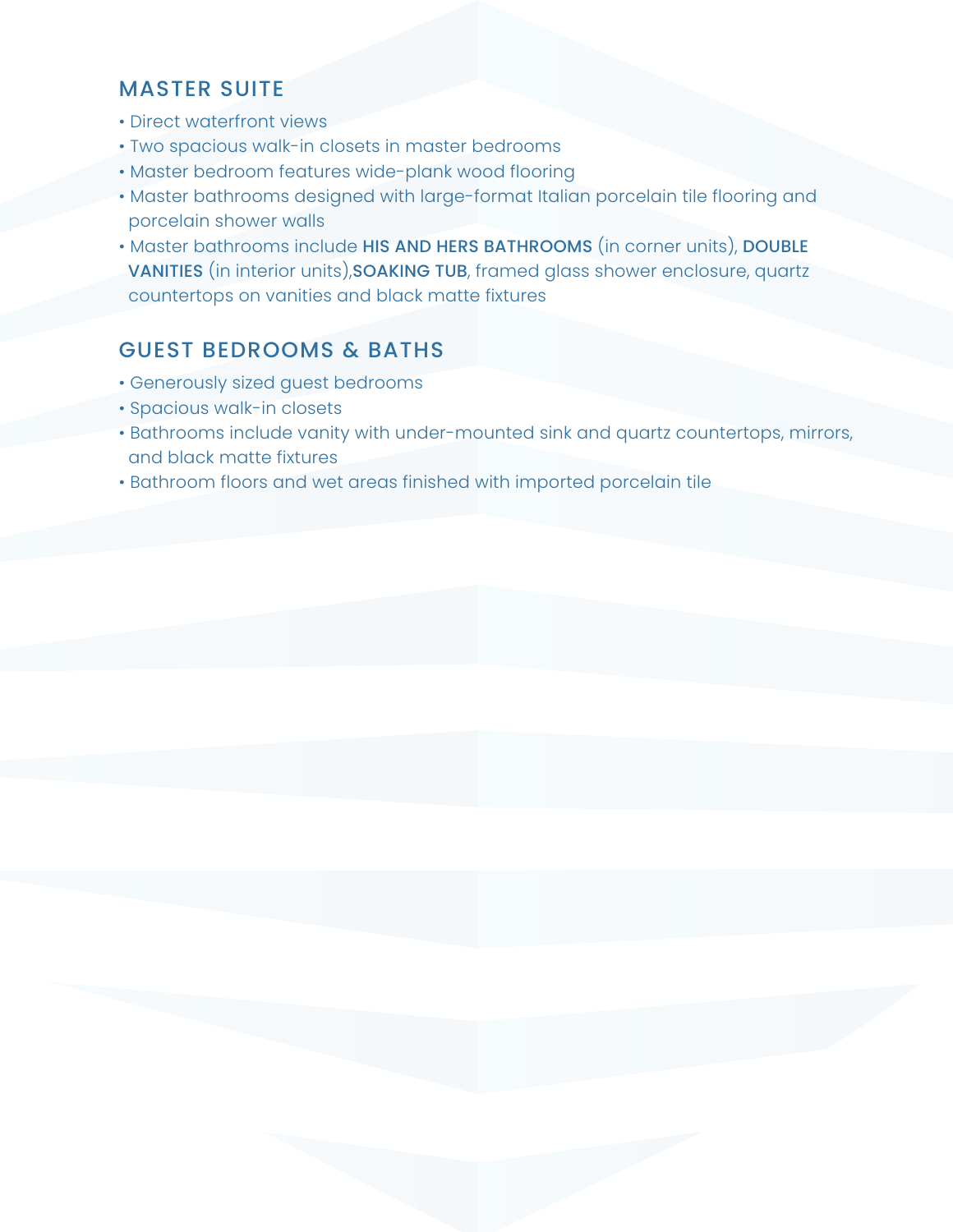## MASTER SUITE

- Direct waterfront views
- Two spacious walk-in closets in master bedrooms
- Master bedroom features wide-plank wood flooring
- Master bathrooms designed with large-format Italian porcelain tile flooring and porcelain shower walls
- Master bathrooms include **HIS AND HERS BATHROOMS** (in corner units), **DOUBLE VANITIES** (in interior units),**SOAKING TUB**, framed glass shower enclosure, quartz countertops on vanities and black matte fixtures

## GUEST BEDROOMS & BATHS

- Generously sized guest bedrooms
- Spacious walk-in closets
- Bathrooms include vanity with under-mounted sink and quartz countertops, mirrors, and black matte fixtures
- Bathroom floors and wet areas finished with imported porcelain tile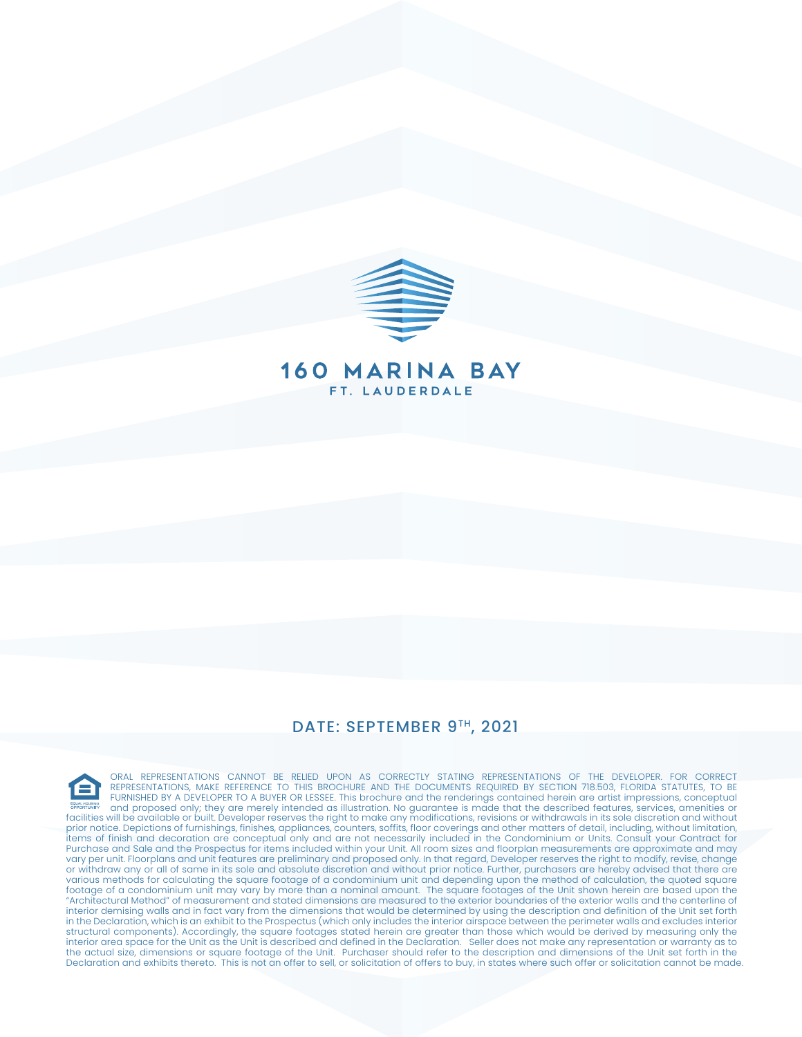# 160 MARINA BAY

FT. LAUDERDALE

## DATE: SEPTEMBER 9TH, 2021

ORAL REPRESENTATIONS CANNOT BE RELIED UPON AS CORRECTLY STATING REPRESENTATIONS OF THE DEVELOPER. FOR CORRECT REPRESENTATIONS, MAKE REFERENCE TO THIS BROCHURE AND THE DOCUMENTS REQUIRED BY SECTION 718.503, FLORIDA STATUTES, TO BE FURNISHED BY A DEVELOPER TO A BUYER OR LESSEE. This brochure and the renderings contained herein are artist impressions, conceptual and proposed only; they are merely intended as illustration. No guarantee is made that the described features, services, amenities or facilities will be available or built. Developer reserves the right to make any modifications, revisions or withdrawals in its sole discretion and without prior notice. Depictions of furnishings, finishes, appliances, counters, soffits, floor coverings and other matters of detail, including, without limitation, items of finish and decoration are conceptual only and are not necessarily included in the Condominium or Units. Consult your Contract for Purchase and Sale and the Prospectus for items included within your Unit. All room sizes and floorplan measurements are approximate and may vary per unit. Floorplans and unit features are preliminary and proposed only. In that regard, Developer reserves the right to modify, revise, change or withdraw any or all of same in its sole and absolute discretion and without prior notice. Further, purchasers are hereby advised that there are various methods for calculating the square footage of a condominium unit and depending upon the method of calculation, the quoted square footage of a condominium unit may vary by more than a nominal amount. The square footages of the Unit shown herein are based upon the "Architectural Method" of measurement and stated dimensions are measured to the exterior boundaries of the exterior walls and the centerline of interior demising walls and in fact vary from the dimensions that would be determined by using the description and definition of the Unit set forth in the Declaration, which is an exhibit to the Prospectus (which only includes the interior airspace between the perimeter walls and excludes interior structural components). Accordingly, the square footages stated herein are greater than those which would be derived by measuring only the interior area space for the Unit as the Unit is described and defined in the Declaration. Seller does not make any representation or warranty as to the actual size, dimensions or square footage of the Unit. Purchaser should refer to the description and dimensions of the Unit set forth in the Declaration and exhibits thereto. This is not an offer to sell, or solicitation of offers to buy, in states where such offer or solicitation cannot be made.